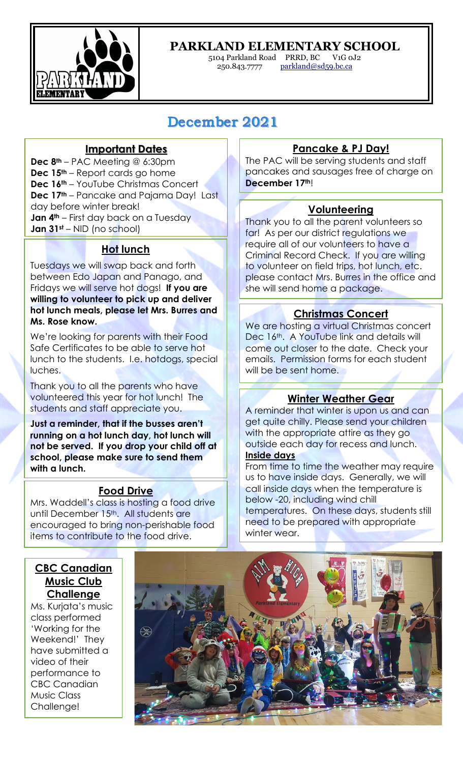# PARKLAND ELEMENTARY SCHOOL

5104 Parkland Road PRRD, BC V1G 0J2
250.843.7777 parkland@sd59.bc.ca

## December 2021

### Important Dates

**Dec 8th** – PAC Meeting @ 6:30pm
**Dec 15th** – Report cards go home
**Dec 16th** – YouTube Christmas Concert
**Dec 17th** – Pancake and Pajama Day! Last day before winter break!
**Jan 4th** – First day back on a Tuesday
**Jan 31st** – NID (no school)

### Hot lunch

Tuesdays we will swap back and forth between Edo Japan and Panago, and Fridays we will serve hot dogs! **If you are willing to volunteer to pick up and deliver hot lunch meals, please let Mrs. Burres and Ms. Rose know.**

We're looking for parents with their Food Safe Certificates to be able to serve hot lunch to the students. I.e. hotdogs, special luches.

Thank you to all the parents who have volunteered this year for hot lunch! The students and staff appreciate you.

**Just a reminder, that if the busses aren't running on a hot lunch day, hot lunch will not be served. If you drop your child off at school, please make sure to send them with a lunch.**

### Food Drive

Mrs. Waddell's class is hosting a food drive until December 15th. All students are encouraged to bring non-perishable food items to contribute to the food drive.

### Pancake & PJ Day!

The PAC will be serving students and staff pancakes and sausages free of charge on **December 17th**!

### Volunteering

Thank you to all the parent volunteers so far! As per our district regulations we require all of our volunteers to have a Criminal Record Check. If you are willing to volunteer on field trips, hot lunch, etc. please contact Mrs. Burres in the office and she will send home a package.

### Christmas Concert

We are hosting a virtual Christmas concert Dec 16th. A YouTube link and details will come out closer to the date. Check your emails. Permission forms for each student will be be sent home.

### Winter Weather Gear

A reminder that winter is upon us and can get quite chilly. Please send your children with the appropriate attire as they go outside each day for recess and lunch.

**Inside days**

From time to time the weather may require us to have inside days. Generally, we will call inside days when the temperature is below -20, including wind chill temperatures. On these days, students still need to be prepared with appropriate winter wear.

### CBC Canadian Music Club Challenge

Ms. Kurjata's music class performed 'Working for the Weekend!' They have submitted a video of their performance to CBC Canadian Music Class Challenge!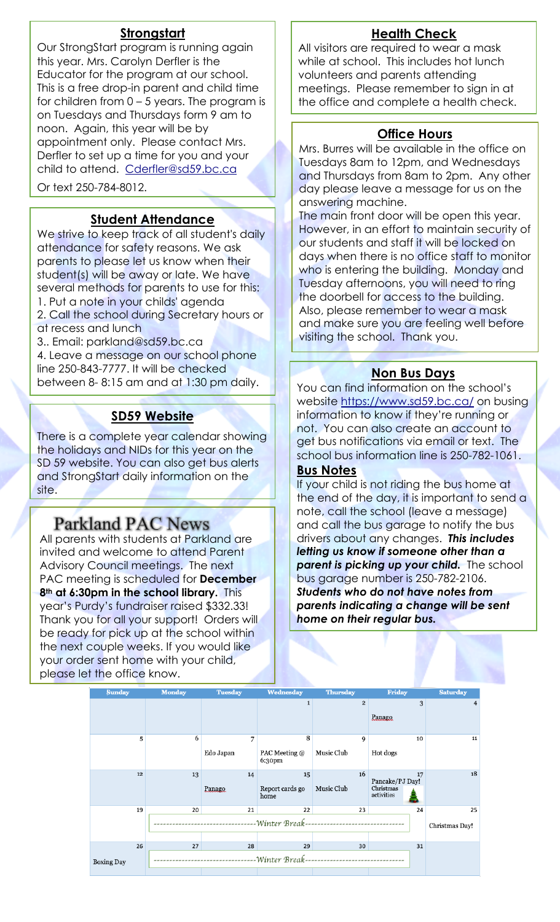## Strongstart

Our StrongStart program is running again this year. Mrs. Carolyn Derfler is the Educator for the program at our school. This is a free drop-in parent and child time for children from 0 – 5 years. The program is on Tuesdays and Thursdays form 9 am to noon. Again, this year will be by appointment only. Please contact Mrs. Derfler to set up a time for you and your child to attend. Cderfler@sd59.bc.ca

Or text 250-784-8012.

## Student Attendance

We strive to keep track of all student's daily attendance for safety reasons. We ask parents to please let us know when their student(s) will be away or late. We have several methods for parents to use for this:

1. Put a note in your childs' agenda
2. Call the school during Secretary hours or at recess and lunch
3.. Email: parkland@sd59.bc.ca
4. Leave a message on our school phone line 250-843-7777. It will be checked between 8- 8:15 am and at 1:30 pm daily.

## SD59 Website

There is a complete year calendar showing the holidays and NIDs for this year on the SD 59 website. You can also get bus alerts and StrongStart daily information on the site.

## Parkland PAC News

All parents with students at Parkland are invited and welcome to attend Parent Advisory Council meetings. The next PAC meeting is scheduled for **December 8th at 6:30pm in the school library.** This year's Purdy's fundraiser raised $332.33! Thank you for all your support! Orders will be ready for pick up at the school within the next couple weeks. If you would like your order sent home with your child, please let the office know.

## Health Check

All visitors are required to wear a mask while at school. This includes hot lunch volunteers and parents attending meetings. Please remember to sign in at the office and complete a health check.

## Office Hours

Mrs. Burres will be available in the office on Tuesdays 8am to 12pm, and Wednesdays and Thursdays from 8am to 2pm. Any other day please leave a message for us on the answering machine.

The main front door will be open this year. However, in an effort to maintain security of our students and staff it will be locked on days when there is no office staff to monitor who is entering the building. Monday and Tuesday afternoons, you will need to ring the doorbell for access to the building. Also, please remember to wear a mask and make sure you are feeling well before visiting the school. Thank you.

## Non Bus Days

You can find information on the school's website https://www.sd59.bc.ca/ on busing information to know if they're running or not. You can also create an account to get bus notifications via email or text. The school bus information line is 250-782-1061.

## Bus Notes

If your child is not riding the bus home at the end of the day, it is important to send a note, call the school (leave a message) and call the bus garage to notify the bus drivers about any changes. ***This includes letting us know if someone other than a parent is picking up your child.*** The school bus garage number is 250-782-2106. ***Students who do not have notes from parents indicating a change will be sent home on their regular bus.***

| Sunday | Monday | Tuesday | Wednesday | Thursday | Friday | Saturday |
|---|---|---|---|---|---|---|
| | | | 1 | 2 | 3 Panago | 4 |
| 5 | 6 | 7 Edo Japan | 8 PAC Meeting @ 6:30pm | 9 Music Club | 10 Hot dogs | 11 |
| 12 | 13 | 14 Panago | 15 Report cards go home | 16 Music Club | 17 Pancake/PJ Day! Christmas activities | 18 |
| 19 | 20 Winter Break | 21 Winter Break | 22 Winter Break | 23 Winter Break | 24 Winter Break | 25 Christmas Day! |
| 26 Boxing Day | 27 Winter Break | 28 Winter Break | 29 Winter Break | 30 Winter Break | 31 Winter Break | |